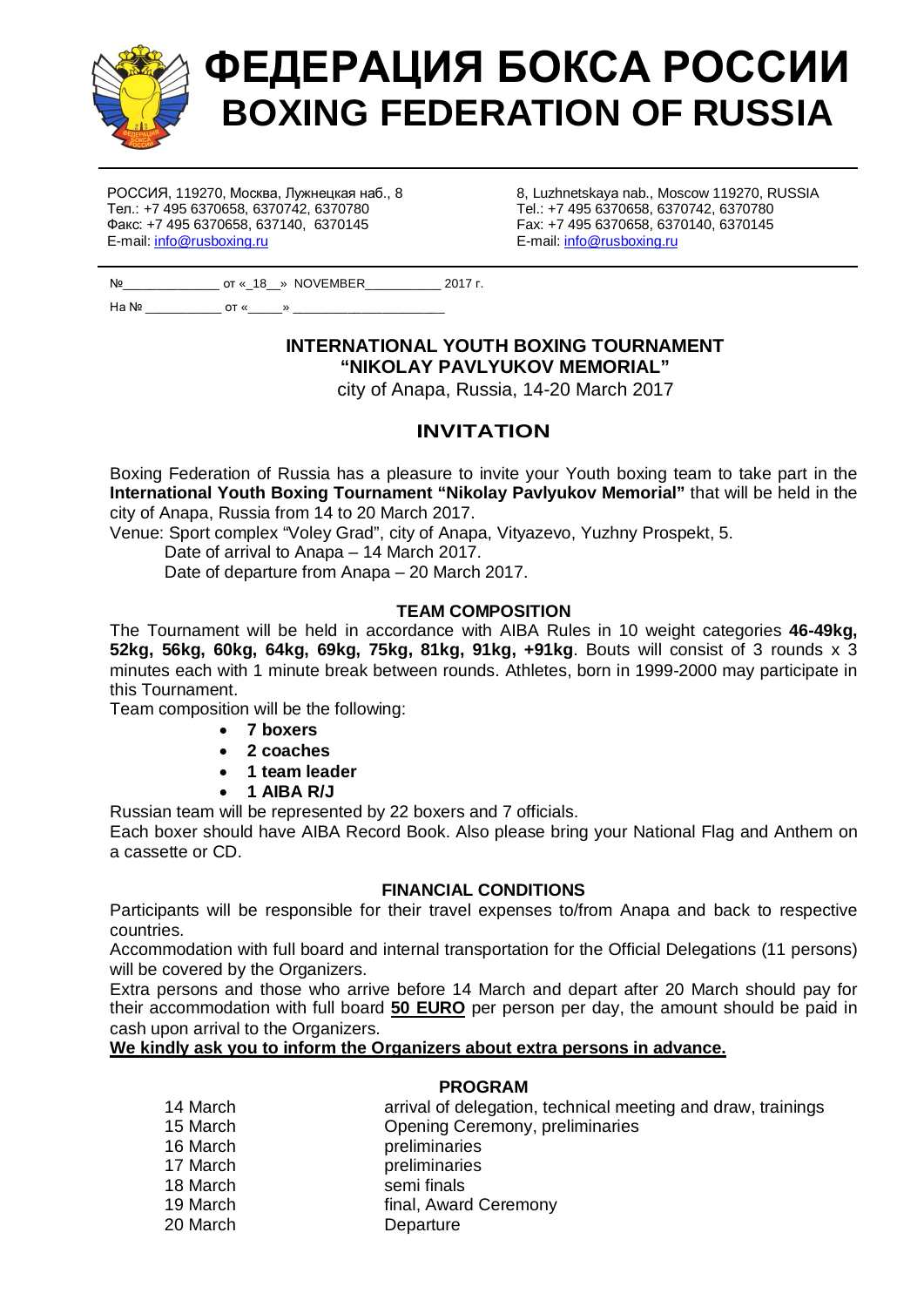# ФЕДЕРАЦИЯ БОКСА РОССИИ
# BOXING FEDERATION OF RUSSIA

РОССИЯ, 119270, Москва, Лужнецкая наб., 8
Тел.: +7 495 6370658, 6370742, 6370780
Факс: +7 495 6370658, 637140, 6370145
E-mail: info@rusboxing.ru

8, Luzhnetskaya nab., Moscow 119270, RUSSIA
Tel.: +7 495 6370658, 6370742, 6370780
Fax: +7 495 6370658, 6370140, 6370145
E-mail: info@rusboxing.ru

№_____________ от «_18_» NOVEMBER__________ 2017 г.

На № __________ от «_____» ____________________

**INTERNATIONAL YOUTH BOXING TOURNAMENT**
**"NIKOLAY PAVLYUKOV MEMORIAL"**
city of Anapa, Russia, 14-20 March 2017

## INVITATION

Boxing Federation of Russia has a pleasure to invite your Youth boxing team to take part in the **International Youth Boxing Tournament "Nikolay Pavlyukov Memorial"** that will be held in the city of Anapa, Russia from 14 to 20 March 2017.

Venue: Sport complex "Voley Grad", city of Anapa, Vityazevo, Yuzhny Prospekt, 5.

Date of arrival to Anapa – 14 March 2017.

Date of departure from Anapa – 20 March 2017.

### TEAM COMPOSITION

The Tournament will be held in accordance with AIBA Rules in 10 weight categories **46-49kg, 52kg, 56kg, 60kg, 64kg, 69kg, 75kg, 81kg, 91kg, +91kg**. Bouts will consist of 3 rounds x 3 minutes each with 1 minute break between rounds. Athletes, born in 1999-2000 may participate in this Tournament.

Team composition will be the following:

- **7 boxers**
- **2 coaches**
- **1 team leader**
- **1 AIBA R/J**

Russian team will be represented by 22 boxers and 7 officials.

Each boxer should have AIBA Record Book. Also please bring your National Flag and Anthem on a cassette or CD.

### FINANCIAL CONDITIONS

Participants will be responsible for their travel expenses to/from Anapa and back to respective countries.

Accommodation with full board and internal transportation for the Official Delegations (11 persons) will be covered by the Organizers.

Extra persons and those who arrive before 14 March and depart after 20 March should pay for their accommodation with full board **50 EURO** per person per day, the amount should be paid in cash upon arrival to the Organizers.

**We kindly ask you to inform the Organizers about extra persons in advance.**

### PROGRAM

| | |
|---|---|
| 14 March | arrival of delegation, technical meeting and draw, trainings |
| 15 March | Opening Ceremony, preliminaries |
| 16 March | preliminaries |
| 17 March | preliminaries |
| 18 March | semi finals |
| 19 March | final, Award Ceremony |
| 20 March | Departure |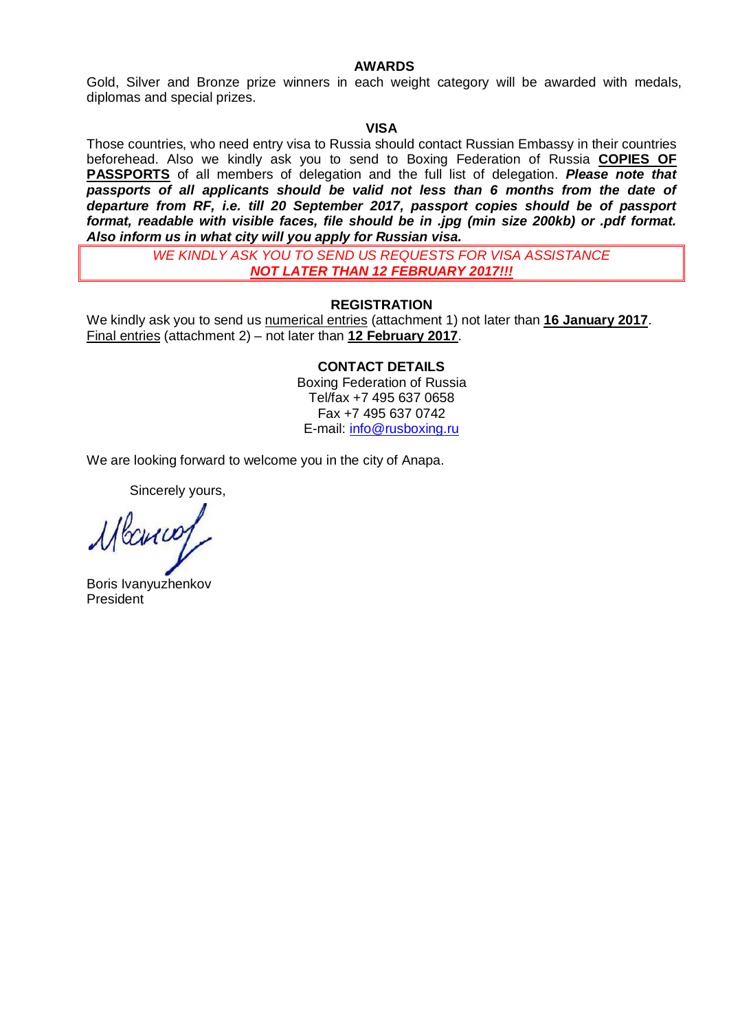## AWARDS

Gold, Silver and Bronze prize winners in each weight category will be awarded with medals, diplomas and special prizes.

## VISA

Those countries, who need entry visa to Russia should contact Russian Embassy in their countries beforehead. Also we kindly ask you to send to Boxing Federation of Russia **COPIES OF PASSPORTS** of all members of delegation and the full list of delegation. ***Please note that passports of all applicants should be valid not less than 6 months from the date of departure from RF, i.e. till 20 September 2017, passport copies should be of passport format, readable with visible faces, file should be in .jpg (min size 200kb) or .pdf format. Also inform us in what city will you apply for Russian visa.***

*WE KINDLY ASK YOU TO SEND US REQUESTS FOR VISA ASSISTANCE*
***NOT LATER THAN 12 FEBRUARY 2017!!!***

## REGISTRATION

We kindly ask you to send us numerical entries (attachment 1) not later than **16 January 2017**. Final entries (attachment 2) – not later than **12 February 2017**.

## CONTACT DETAILS

Boxing Federation of Russia
Tel/fax +7 495 637 0658
Fax +7 495 637 0742
E-mail: info@rusboxing.ru

We are looking forward to welcome you in the city of Anapa.

Sincerely yours,

Boris Ivanyuzhenkov
President